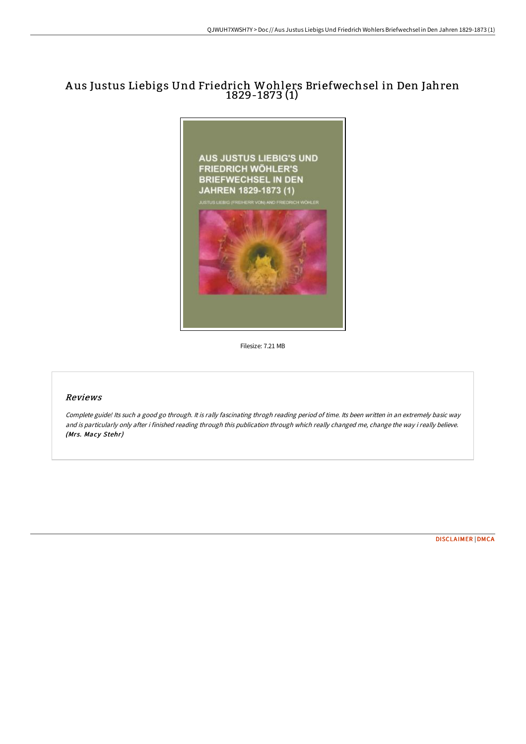# Aus Justus Liebigs Und Friedrich Wohlers Briefwechsel in Den Jahren 1829-1873 (1)

AUS JUSTUS LIEBIG'S UND FRIEDRICH WÖHLER'S BRIEFWECHSEL IN DEN JAHREN 1829-1873 (1)

JUSTUS LIEBIG (FREIHERR VON) AND FRIEDRICH WÖHLER

Filesize: 7.21 MB

## Reviews

*Complete guide! Its such a good go through. It is rally fascinating throgh reading period of time. Its been written in an extremely basic way and is particularly only after i finished reading through this publication through which really changed me, change the way i really believe.* ***(Mrs. Macy Stehr)***

DISCLAIMER | DMCA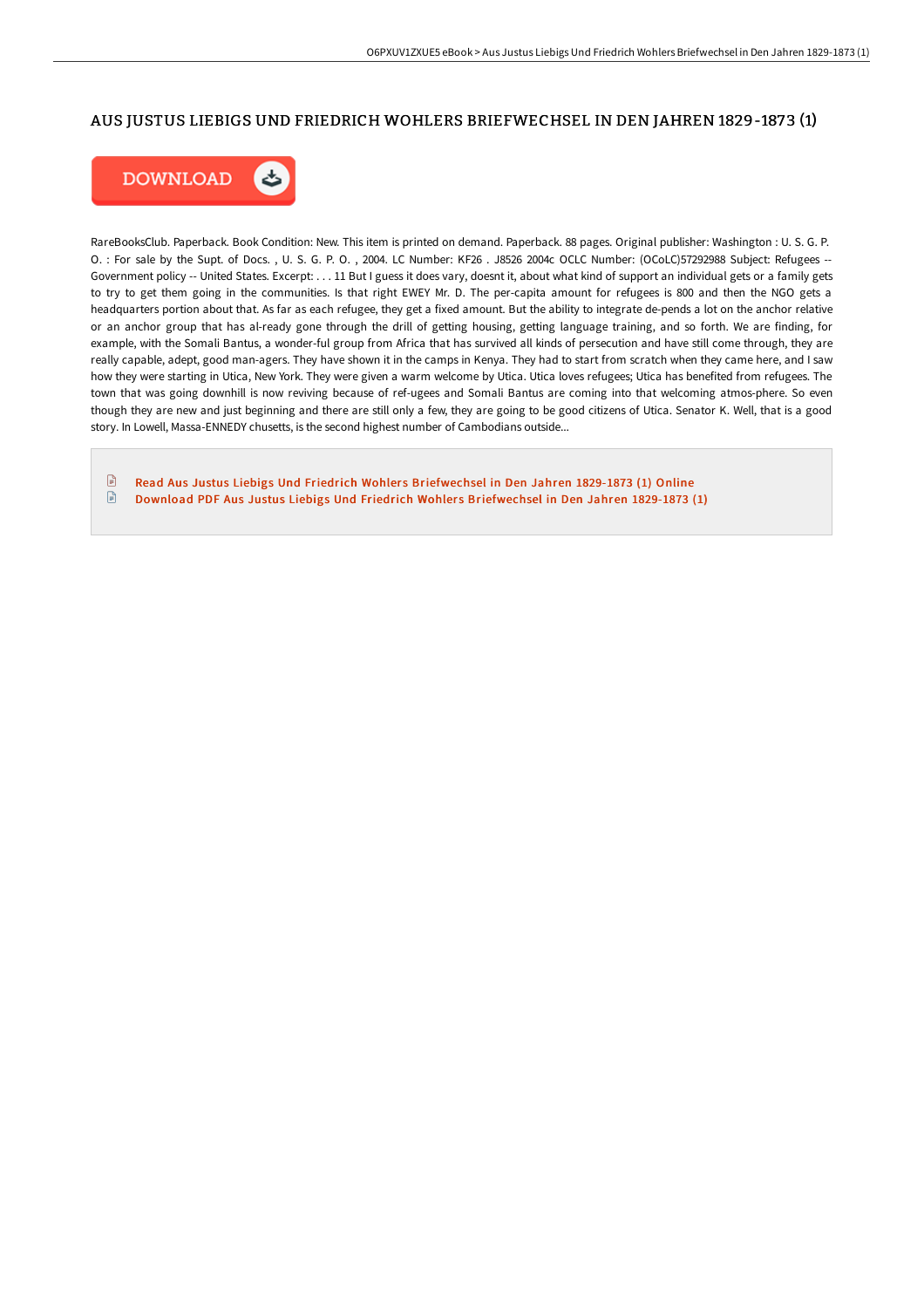## AUS JUSTUS LIEBIGS UND FRIEDRICH WOHLERS BRIEFWECHSEL IN DEN JAHREN 1829-1873 (1)

DOWNLOAD

RareBooksClub. Paperback. Book Condition: New. This item is printed on demand. Paperback. 88 pages. Original publisher: Washington : U. S. G. P. O. : For sale by the Supt. of Docs. , U. S. G. P. O. , 2004. LC Number: KF26 . J8526 2004c OCLC Number: (OCoLC)57292988 Subject: Refugees -- Government policy -- United States. Excerpt: . . . 11 But I guess it does vary, doesnt it, about what kind of support an individual gets or a family gets to try to get them going in the communities. Is that right EWEY Mr. D. The per-capita amount for refugees is 800 and then the NGO gets a headquarters portion about that. As far as each refugee, they get a fixed amount. But the ability to integrate de-pends a lot on the anchor relative or an anchor group that has al-ready gone through the drill of getting housing, getting language training, and so forth. We are finding, for example, with the Somali Bantus, a wonder-ful group from Africa that has survived all kinds of persecution and have still come through, they are really capable, adept, good man-agers. They have shown it in the camps in Kenya. They had to start from scratch when they came here, and I saw how they were starting in Utica, New York. They were given a warm welcome by Utica. Utica loves refugees; Utica has benefited from refugees. The town that was going downhill is now reviving because of ref-ugees and Somali Bantus are coming into that welcoming atmos-phere. So even though they are new and just beginning and there are still only a few, they are going to be good citizens of Utica. Senator K. Well, that is a good story. In Lowell, Massa-ENNEDY chusetts, is the second highest number of Cambodians outside...

- Read Aus Justus Liebigs Und Friedrich Wohlers Briefwechsel in Den Jahren 1829-1873 (1) Online
- Download PDF Aus Justus Liebigs Und Friedrich Wohlers Briefwechsel in Den Jahren 1829-1873 (1)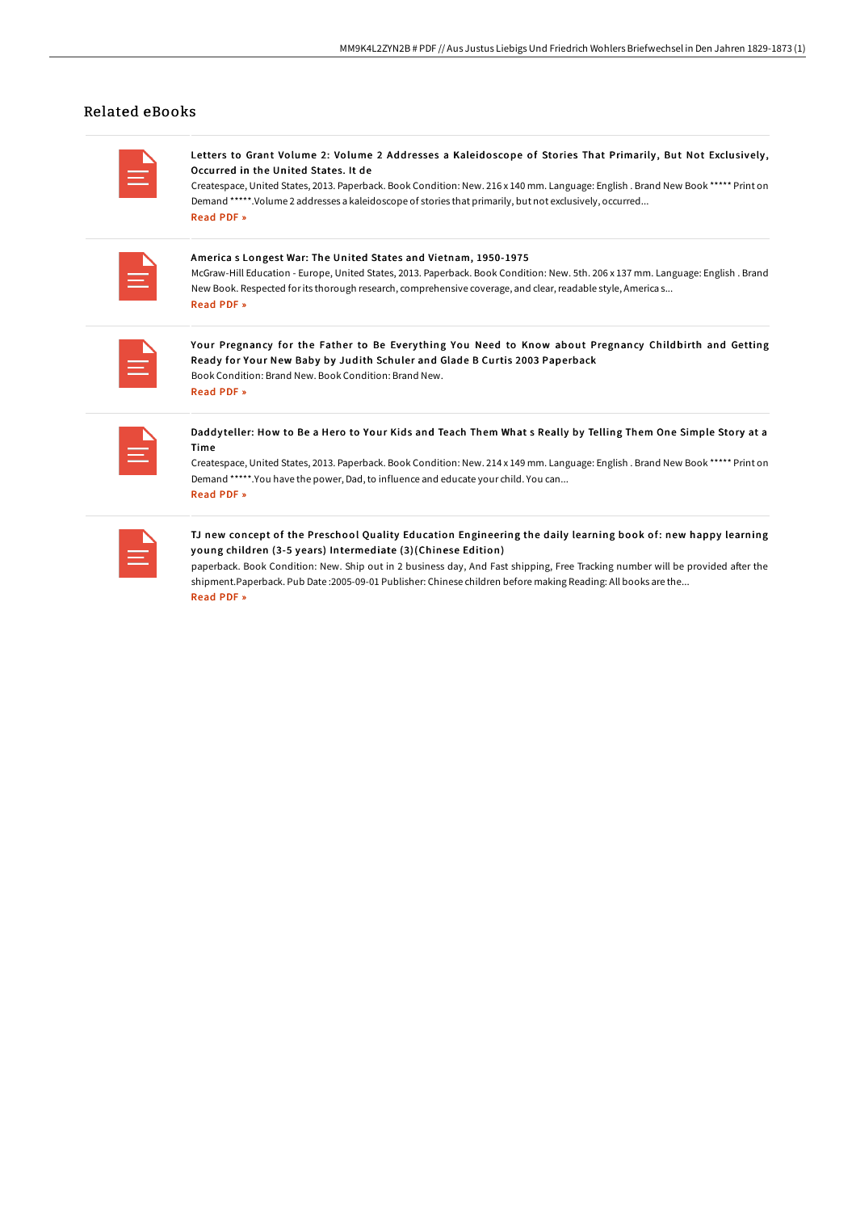## Related eBooks

**Letters to Grant Volume 2: Volume 2 Addresses a Kaleidoscope of Stories That Primarily, But Not Exclusively, Occurred in the United States. It de**

Createspace, United States, 2013. Paperback. Book Condition: New. 216 x 140 mm. Language: English . Brand New Book ***** Print on Demand *****.Volume 2 addresses a kaleidoscope of stories that primarily, but not exclusively, occurred...

Read PDF »

**America s Longest War: The United States and Vietnam, 1950-1975**

McGraw-Hill Education - Europe, United States, 2013. Paperback. Book Condition: New. 5th. 206 x 137 mm. Language: English . Brand New Book. Respected for its thorough research, comprehensive coverage, and clear, readable style, America s...

Read PDF »

**Your Pregnancy for the Father to Be Everything You Need to Know about Pregnancy Childbirth and Getting Ready for Your New Baby by Judith Schuler and Glade B Curtis 2003 Paperback**

Book Condition: Brand New. Book Condition: Brand New.

Read PDF »

**Daddyteller: How to Be a Hero to Your Kids and Teach Them What s Really by Telling Them One Simple Story at a Time**

Createspace, United States, 2013. Paperback. Book Condition: New. 214 x 149 mm. Language: English . Brand New Book ***** Print on Demand *****.You have the power, Dad, to influence and educate your child. You can...

Read PDF »

**TJ new concept of the Preschool Quality Education Engineering the daily learning book of: new happy learning young children (3-5 years) Intermediate (3)(Chinese Edition)**

paperback. Book Condition: New. Ship out in 2 business day, And Fast shipping, Free Tracking number will be provided after the shipment.Paperback. Pub Date :2005-09-01 Publisher: Chinese children before making Reading: All books are the...

Read PDF »